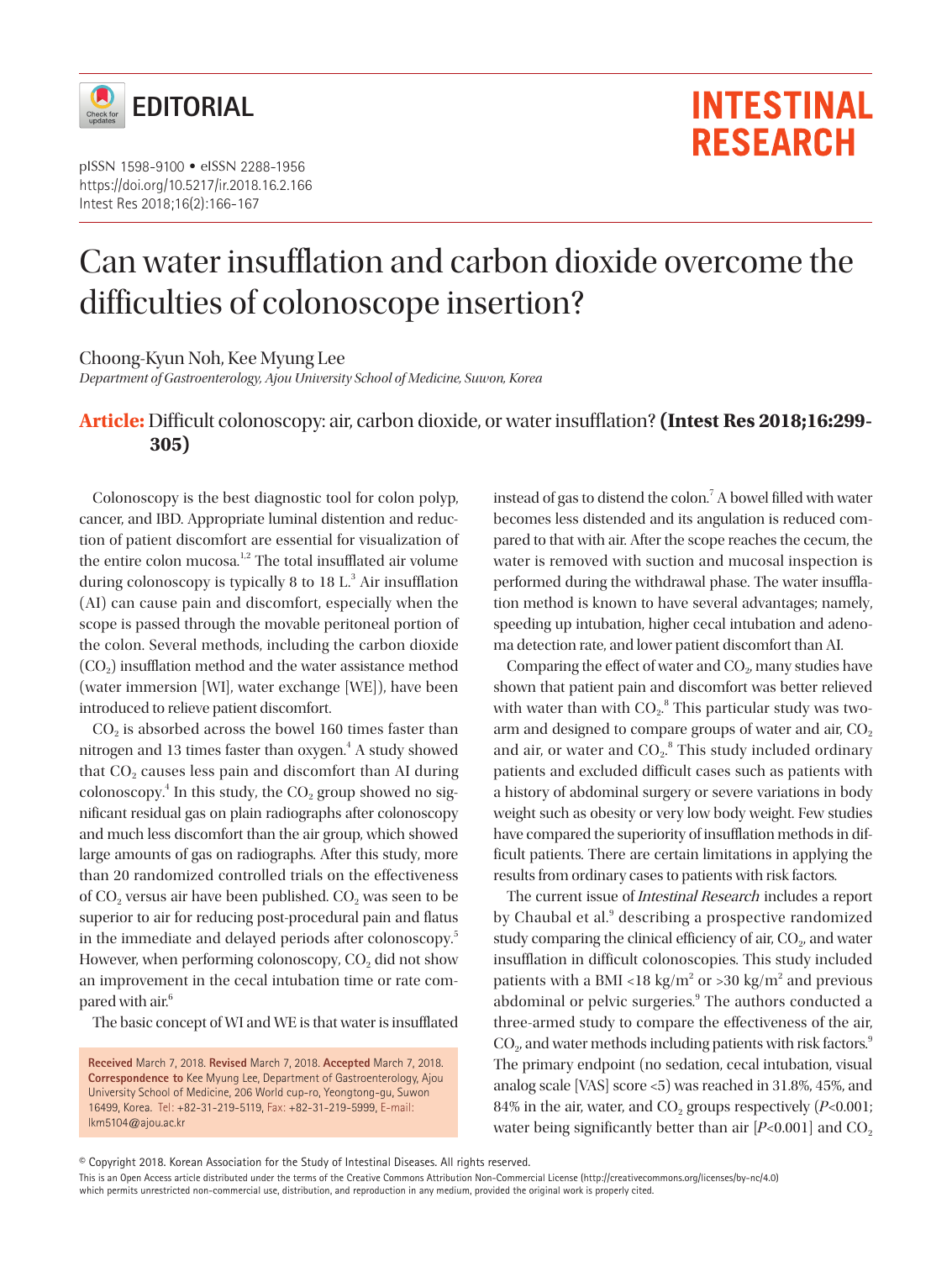EDITORIAL

# Can water insufflation and carbon dioxide overcome the difficulties of colonoscope insertion?

Choong-Kyun Noh, Kee Myung Lee

*Department of Gastroenterology, Ajou University School of Medicine, Suwon, Korea*

**Article:** Difficult colonoscopy: air, carbon dioxide, or water insufflation? **(Intest Res 2018;16:299-305)**

Colonoscopy is the best diagnostic tool for colon polyp, cancer, and IBD. Appropriate luminal distention and reduction of patient discomfort are essential for visualization of the entire colon mucosa.[1,2] The total insufflated air volume during colonoscopy is typically 8 to 18 L.[3] Air insufflation (AI) can cause pain and discomfort, especially when the scope is passed through the movable peritoneal portion of the colon. Several methods, including the carbon dioxide ($CO_2$) insufflation method and the water assistance method (water immersion [WI], water exchange [WE]), have been introduced to relieve patient discomfort.

$CO_2$ is absorbed across the bowel 160 times faster than nitrogen and 13 times faster than oxygen.[4] A study showed that $CO_2$ causes less pain and discomfort than AI during colonoscopy.[4] In this study, the $CO_2$ group showed no significant residual gas on plain radiographs after colonoscopy and much less discomfort than the air group, which showed large amounts of gas on radiographs. After this study, more than 20 randomized controlled trials on the effectiveness of $CO_2$ versus air have been published. $CO_2$ was seen to be superior to air for reducing post-procedural pain and flatus in the immediate and delayed periods after colonoscopy.[5] However, when performing colonoscopy, $CO_2$ did not show an improvement in the cecal intubation time or rate compared with air.[6]

The basic concept of WI and WE is that water is insufflated instead of gas to distend the colon.[7] A bowel filled with water becomes less distended and its angulation is reduced compared to that with air. After the scope reaches the cecum, the water is removed with suction and mucosal inspection is performed during the withdrawal phase. The water insufflation method is known to have several advantages; namely, speeding up intubation, higher cecal intubation and adenoma detection rate, and lower patient discomfort than AI.

Comparing the effect of water and $CO_2$, many studies have shown that patient pain and discomfort was better relieved with water than with $CO_2$.[8] This particular study was two-arm and designed to compare groups of water and air, $CO_2$ and air, or water and $CO_2$.[8] This study included ordinary patients and excluded difficult cases such as patients with a history of abdominal surgery or severe variations in body weight such as obesity or very low body weight. Few studies have compared the superiority of insufflation methods in difficult patients. There are certain limitations in applying the results from ordinary cases to patients with risk factors.

The current issue of *Intestinal Research* includes a report by Chaubal et al.[9] describing a prospective randomized study comparing the clinical efficiency of air, $CO_2$, and water insufflation in difficult colonoscopies. This study included patients with a BMI <18 kg/m$^2$ or >30 kg/m$^2$ and previous abdominal or pelvic surgeries.[9] The authors conducted a three-armed study to compare the effectiveness of the air, $CO_2$, and water methods including patients with risk factors.[9] The primary endpoint (no sedation, cecal intubation, visual analog scale [VAS] score <5) was reached in 31.8%, 45%, and 84% in the air, water, and $CO_2$ groups respectively ($P$<0.001; water being significantly better than air [$P$<0.001] and $CO_2$

**Received** March 7, 2018. **Revised** March 7, 2018. **Accepted** March 7, 2018.
**Correspondence to** Kee Myung Lee, Department of Gastroenterology, Ajou University School of Medicine, 206 World cup-ro, Yeongtong-gu, Suwon 16499, Korea. Tel: +82-31-219-5119, Fax: +82-31-219-5999, E-mail: lkm5104@ajou.ac.kr

© Copyright 2018. Korean Association for the Study of Intestinal Diseases. All rights reserved.

This is an Open Access article distributed under the terms of the Creative Commons Attribution Non-Commercial License (http://creativecommons.org/licenses/by-nc/4.0) which permits unrestricted non-commercial use, distribution, and reproduction in any medium, provided the original work is properly cited.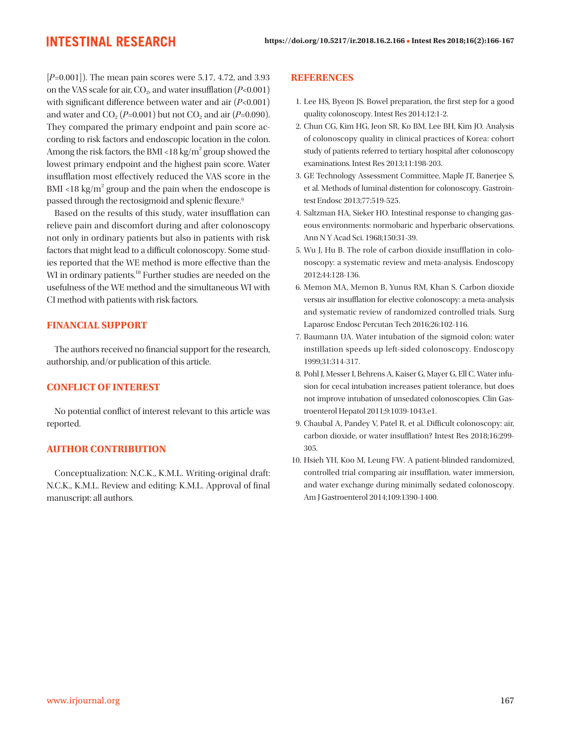[*P*=0.001]). The mean pain scores were 5.17, 4.72, and 3.93 on the VAS scale for air, $CO_2$, and water insufflation ($P$<0.001) with significant difference between water and air ($P$<0.001) and water and $CO_2$ ($P$=0.001) but not $CO_2$ and air ($P$=0.090). They compared the primary endpoint and pain score according to risk factors and endoscopic location in the colon. Among the risk factors, the BMI <18 kg/$m^2$ group showed the lowest primary endpoint and the highest pain score. Water insufflation most effectively reduced the VAS score in the BMI <18 kg/$m^2$ group and the pain when the endoscope is passed through the rectosigmoid and splenic flexure.[9]

Based on the results of this study, water insufflation can relieve pain and discomfort during and after colonoscopy not only in ordinary patients but also in patients with risk factors that might lead to a difficult colonoscopy. Some studies reported that the WE method is more effective than the WI in ordinary patients.[10] Further studies are needed on the usefulness of the WE method and the simultaneous WI with CI method with patients with risk factors.

## FINANCIAL SUPPORT

The authors received no financial support for the research, authorship, and/or publication of this article.

## CONFLICT OF INTEREST

No potential conflict of interest relevant to this article was reported.

## AUTHOR CONTRIBUTION

Conceptualization: N.C.K., K.M.L. Writing-original draft: N.C.K., K.M.L. Review and editing: K.M.L. Approval of final manuscript: all authors.

## REFERENCES

1. Lee HS, Byeon JS. Bowel preparation, the first step for a good quality colonoscopy. Intest Res 2014;12:1-2.
2. Chun CG, Kim HG, Jeon SR, Ko BM, Lee BH, Kim JO. Analysis of colonoscopy quality in clinical practices of Korea: cohort study of patients referred to tertiary hospital after colonoscopy examinations. Intest Res 2013;11:198-203.
3. GE Technology Assessment Committee, Maple JT, Banerjee S, et al. Methods of luminal distention for colonoscopy. Gastrointest Endosc 2013;77:519-525.
4. Saltzman HA, Sieker HO. Intestinal response to changing gaseous environments: normobaric and hyperbaric observations. Ann N Y Acad Sci. 1968;150:31-39.
5. Wu J, Hu B. The role of carbon dioxide insufflation in colonoscopy: a systematic review and meta-analysis. Endoscopy 2012;44:128-136.
6. Memon MA, Memon B, Yunus RM, Khan S. Carbon dioxide versus air insufflation for elective colonoscopy: a meta-analysis and systematic review of randomized controlled trials. Surg Laparosc Endosc Percutan Tech 2016;26:102-116.
7. Baumann UA. Water intubation of the sigmoid colon: water instillation speeds up left-sided colonoscopy. Endoscopy 1999;31:314-317.
8. Pohl J, Messer I, Behrens A, Kaiser G, Mayer G, Ell C. Water infusion for cecal intubation increases patient tolerance, but does not improve intubation of unsedated colonoscopies. Clin Gastroenterol Hepatol 2011;9:1039-1043.e1.
9. Chaubal A, Pandey V, Patel R, et al. Difficult colonoscopy: air, carbon dioxide, or water insufflation? Intest Res 2018;16:299-305.
10. Hsieh YH, Koo M, Leung FW. A patient-blinded randomized, controlled trial comparing air insufflation, water immersion, and water exchange during minimally sedated colonoscopy. Am J Gastroenterol 2014;109:1390-1400.